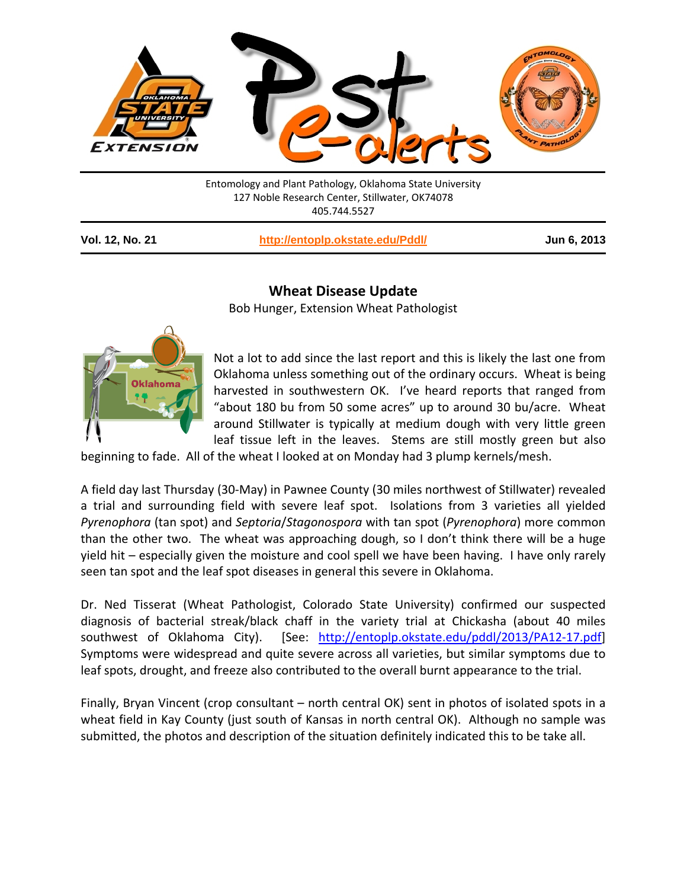Entomology and Plant Pathology, Oklahoma State University
127 Noble Research Center, Stillwater, OK74078
405.744.5527

**Vol. 12, No. 21** | **http://entoplp.okstate.edu/Pddl/** | **Jun 6, 2013**

## Wheat Disease Update

Bob Hunger, Extension Wheat Pathologist

Not a lot to add since the last report and this is likely the last one from Oklahoma unless something out of the ordinary occurs. Wheat is being harvested in southwestern OK. I've heard reports that ranged from "about 180 bu from 50 some acres" up to around 30 bu/acre. Wheat around Stillwater is typically at medium dough with very little green leaf tissue left in the leaves. Stems are still mostly green but also beginning to fade. All of the wheat I looked at on Monday had 3 plump kernels/mesh.

A field day last Thursday (30-May) in Pawnee County (30 miles northwest of Stillwater) revealed a trial and surrounding field with severe leaf spot. Isolations from 3 varieties all yielded *Pyrenophora* (tan spot) and *Septoria*/*Stagonospora* with tan spot (*Pyrenophora*) more common than the other two. The wheat was approaching dough, so I don't think there will be a huge yield hit – especially given the moisture and cool spell we have been having. I have only rarely seen tan spot and the leaf spot diseases in general this severe in Oklahoma.

Dr. Ned Tisserat (Wheat Pathologist, Colorado State University) confirmed our suspected diagnosis of bacterial streak/black chaff in the variety trial at Chickasha (about 40 miles southwest of Oklahoma City). [See: http://entoplp.okstate.edu/pddl/2013/PA12-17.pdf] Symptoms were widespread and quite severe across all varieties, but similar symptoms due to leaf spots, drought, and freeze also contributed to the overall burnt appearance to the trial.

Finally, Bryan Vincent (crop consultant – north central OK) sent in photos of isolated spots in a wheat field in Kay County (just south of Kansas in north central OK). Although no sample was submitted, the photos and description of the situation definitely indicated this to be take all.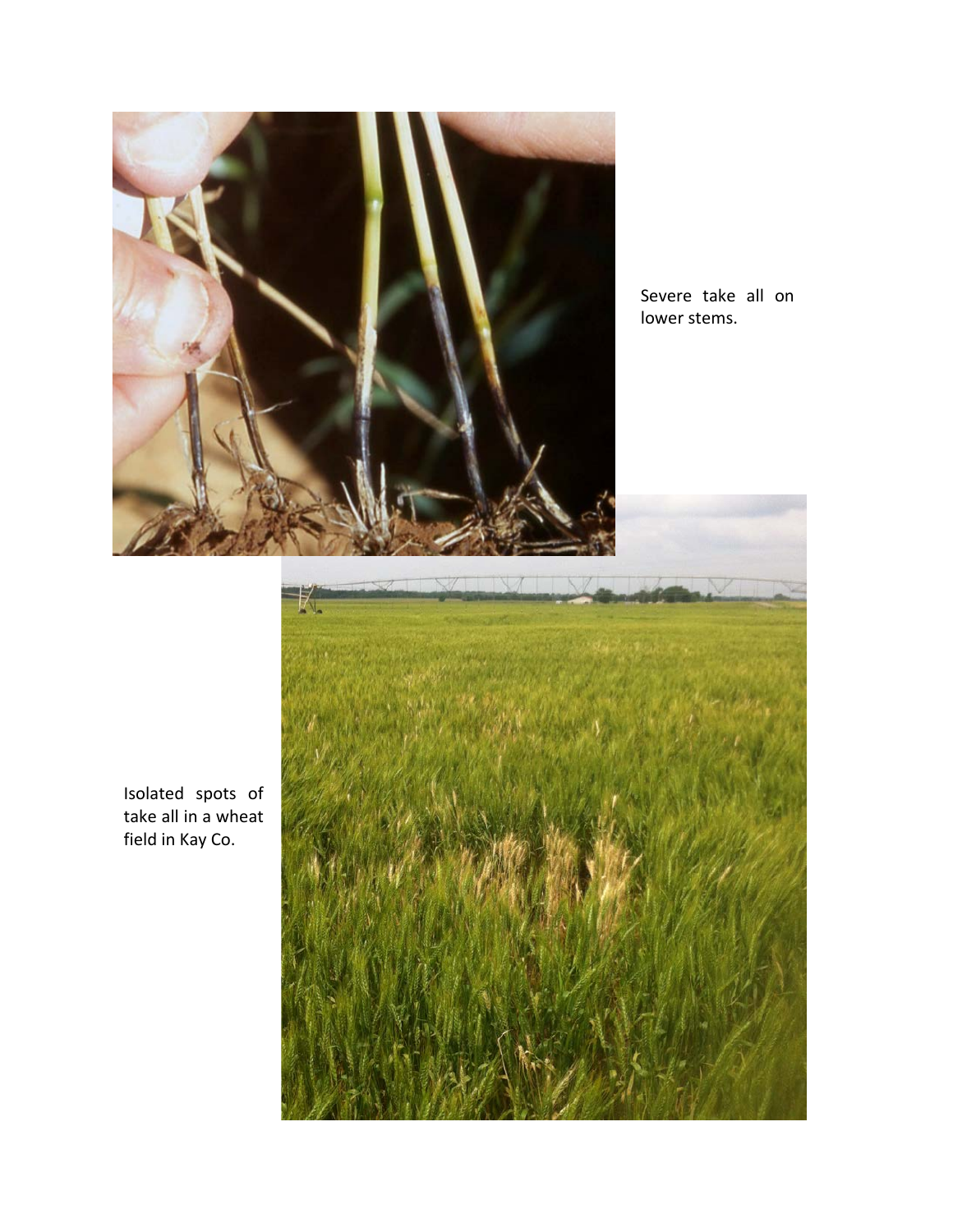Severe take all on lower stems.

Isolated spots of take all in a wheat field in Kay Co.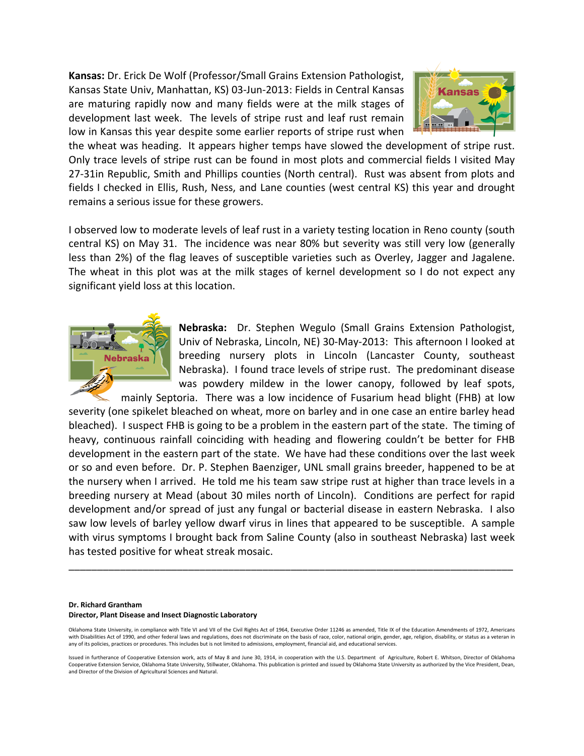**Kansas:** Dr. Erick De Wolf (Professor/Small Grains Extension Pathologist, Kansas State Univ, Manhattan, KS) 03-Jun-2013: Fields in Central Kansas are maturing rapidly now and many fields were at the milk stages of development last week. The levels of stripe rust and leaf rust remain low in Kansas this year despite some earlier reports of stripe rust when the wheat was heading. It appears higher temps have slowed the development of stripe rust. Only trace levels of stripe rust can be found in most plots and commercial fields I visited May 27-31in Republic, Smith and Phillips counties (North central). Rust was absent from plots and fields I checked in Ellis, Rush, Ness, and Lane counties (west central KS) this year and drought remains a serious issue for these growers.

I observed low to moderate levels of leaf rust in a variety testing location in Reno county (south central KS) on May 31. The incidence was near 80% but severity was still very low (generally less than 2%) of the flag leaves of susceptible varieties such as Overley, Jagger and Jagalene. The wheat in this plot was at the milk stages of kernel development so I do not expect any significant yield loss at this location.

**Nebraska:** Dr. Stephen Wegulo (Small Grains Extension Pathologist, Univ of Nebraska, Lincoln, NE) 30-May-2013: This afternoon I looked at breeding nursery plots in Lincoln (Lancaster County, southeast Nebraska). I found trace levels of stripe rust. The predominant disease was powdery mildew in the lower canopy, followed by leaf spots, mainly Septoria. There was a low incidence of Fusarium head blight (FHB) at low severity (one spikelet bleached on wheat, more on barley and in one case an entire barley head bleached). I suspect FHB is going to be a problem in the eastern part of the state. The timing of heavy, continuous rainfall coinciding with heading and flowering couldn't be better for FHB development in the eastern part of the state. We have had these conditions over the last week or so and even before. Dr. P. Stephen Baenziger, UNL small grains breeder, happened to be at the nursery when I arrived. He told me his team saw stripe rust at higher than trace levels in a breeding nursery at Mead (about 30 miles north of Lincoln). Conditions are perfect for rapid development and/or spread of just any fungal or bacterial disease in eastern Nebraska. I also saw low levels of barley yellow dwarf virus in lines that appeared to be susceptible. A sample with virus symptoms I brought back from Saline County (also in southeast Nebraska) last week has tested positive for wheat streak mosaic.

---

**Dr. Richard Grantham**
**Director, Plant Disease and Insect Diagnostic Laboratory**

Oklahoma State University, in compliance with Title VI and VII of the Civil Rights Act of 1964, Executive Order 11246 as amended, Title IX of the Education Amendments of 1972, Americans with Disabilities Act of 1990, and other federal laws and regulations, does not discriminate on the basis of race, color, national origin, gender, age, religion, disability, or status as a veteran in any of its policies, practices or procedures. This includes but is not limited to admissions, employment, financial aid, and educational services.

Issued in furtherance of Cooperative Extension work, acts of May 8 and June 30, 1914, in cooperation with the U.S. Department of Agriculture, Robert E. Whitson, Director of Oklahoma Cooperative Extension Service, Oklahoma State University, Stillwater, Oklahoma. This publication is printed and issued by Oklahoma State University as authorized by the Vice President, Dean, and Director of the Division of Agricultural Sciences and Natural.